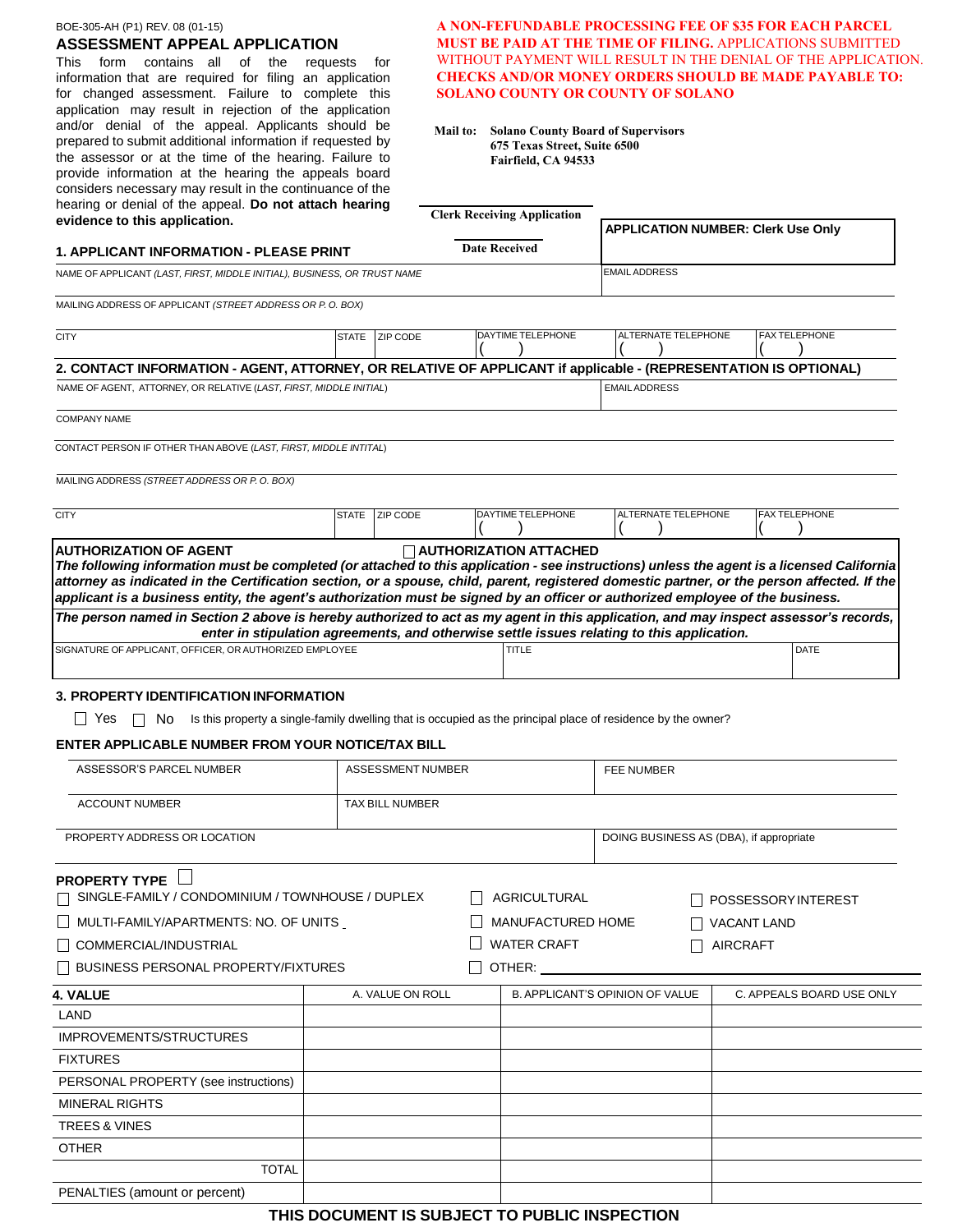BOE-305-AH (P1) REV. 08 (01-15)

# ASSESSMENT APPEAL APPLICATION

This form contains all of the requests for information that are required for filing an application for changed assessment. Failure to complete this application may result in rejection of the application and/or denial of the appeal. Applicants should be prepared to submit additional information if requested by the assessor or at the time of the hearing. Failure to provide information at the hearing the appeals board considers necessary may result in the continuance of the hearing or denial of the appeal. **Do not attach hearing evidence to this application.**

**A NON-FEFUNDABLE PROCESSING FEE OF $35 FOR EACH PARCEL MUST BE PAID AT THE TIME OF FILING.** APPLICATIONS SUBMITTED WITHOUT PAYMENT WILL RESULT IN THE DENIAL OF THE APPLICATION. **CHECKS AND/OR MONEY ORDERS SHOULD BE MADE PAYABLE TO: SOLANO COUNTY OR COUNTY OF SOLANO**

**Mail to:** **Solano County Board of Supervisors**
**675 Texas Street, Suite 6500**
**Fairfield, CA 94533**

**Clerk Receiving Application**

**Date Received**

**APPLICATION NUMBER: Clerk Use Only**

## 1. APPLICANT INFORMATION - PLEASE PRINT

| NAME OF APPLICANT *(LAST, FIRST, MIDDLE INITIAL), BUSINESS, OR TRUST NAME* | | | | | EMAIL ADDRESS |
|---|---|---|---|---|---|
| MAILING ADDRESS OF APPLICANT *(STREET ADDRESS OR P. O. BOX)* | | | | | |
| CITY | STATE | ZIP CODE | DAYTIME TELEPHONE ( ) | ALTERNATE TELEPHONE ( ) | FAX TELEPHONE ( ) |

## 2. CONTACT INFORMATION - AGENT, ATTORNEY, OR RELATIVE OF APPLICANT if applicable - (REPRESENTATION IS OPTIONAL)

| NAME OF AGENT, ATTORNEY, OR RELATIVE (*LAST, FIRST, MIDDLE INITIAL*) | | | | | EMAIL ADDRESS |
|---|---|---|---|---|---|
| COMPANY NAME | | | | | |
| CONTACT PERSON IF OTHER THAN ABOVE (*LAST, FIRST, MIDDLE INITITAL*) | | | | | |
| MAILING ADDRESS *(STREET ADDRESS OR P. O. BOX)* | | | | | |
| CITY | STATE | ZIP CODE | DAYTIME TELEPHONE ( ) | ALTERNATE TELEPHONE ( ) | FAX TELEPHONE ( ) |

**AUTHORIZATION OF AGENT** ☐ **AUTHORIZATION ATTACHED**

***The following information must be completed (or attached to this application - see instructions) unless the agent is a licensed California attorney as indicated in the Certification section, or a spouse, child, parent, registered domestic partner, or the person affected. If the applicant is a business entity, the agent's authorization must be signed by an officer or authorized employee of the business.***

***The person named in Section 2 above is hereby authorized to act as my agent in this application, and may inspect assessor's records, enter in stipulation agreements, and otherwise settle issues relating to this application.***

| SIGNATURE OF APPLICANT, OFFICER, OR AUTHORIZED EMPLOYEE | TITLE | DATE |
|---|---|---|
| | | |

## 3. PROPERTY IDENTIFICATION INFORMATION

☐ Yes ☐ No Is this property a single-family dwelling that is occupied as the principal place of residence by the owner?

**ENTER APPLICABLE NUMBER FROM YOUR NOTICE/TAX BILL**

| ASSESSOR'S PARCEL NUMBER | ASSESSMENT NUMBER | FEE NUMBER |
|---|---|---|
| ACCOUNT NUMBER | TAX BILL NUMBER | |
| PROPERTY ADDRESS OR LOCATION | | DOING BUSINESS AS (DBA), if appropriate |

**PROPERTY TYPE** ☐

- ☐ SINGLE-FAMILY / CONDOMINIUM / TOWNHOUSE / DUPLEX
- ☐ AGRICULTURAL
- ☐ POSSESSORY INTEREST
- ☐ MULTI-FAMILY/APARTMENTS: NO. OF UNITS \_
- ☐ MANUFACTURED HOME
- ☐ VACANT LAND
- ☐ COMMERCIAL/INDUSTRIAL
- ☐ WATER CRAFT
- ☐ AIRCRAFT
- ☐ BUSINESS PERSONAL PROPERTY/FIXTURES
- ☐ OTHER: \_\_\_\_\_\_\_\_\_\_

| 4. VALUE | A. VALUE ON ROLL | B. APPLICANT'S OPINION OF VALUE | C. APPEALS BOARD USE ONLY |
|---|---|---|---|
| LAND | | | |
| IMPROVEMENTS/STRUCTURES | | | |
| FIXTURES | | | |
| PERSONAL PROPERTY (see instructions) | | | |
| MINERAL RIGHTS | | | |
| TREES & VINES | | | |
| OTHER | | | |
| TOTAL | | | |
| PENALTIES (amount or percent) | | | |

**THIS DOCUMENT IS SUBJECT TO PUBLIC INSPECTION**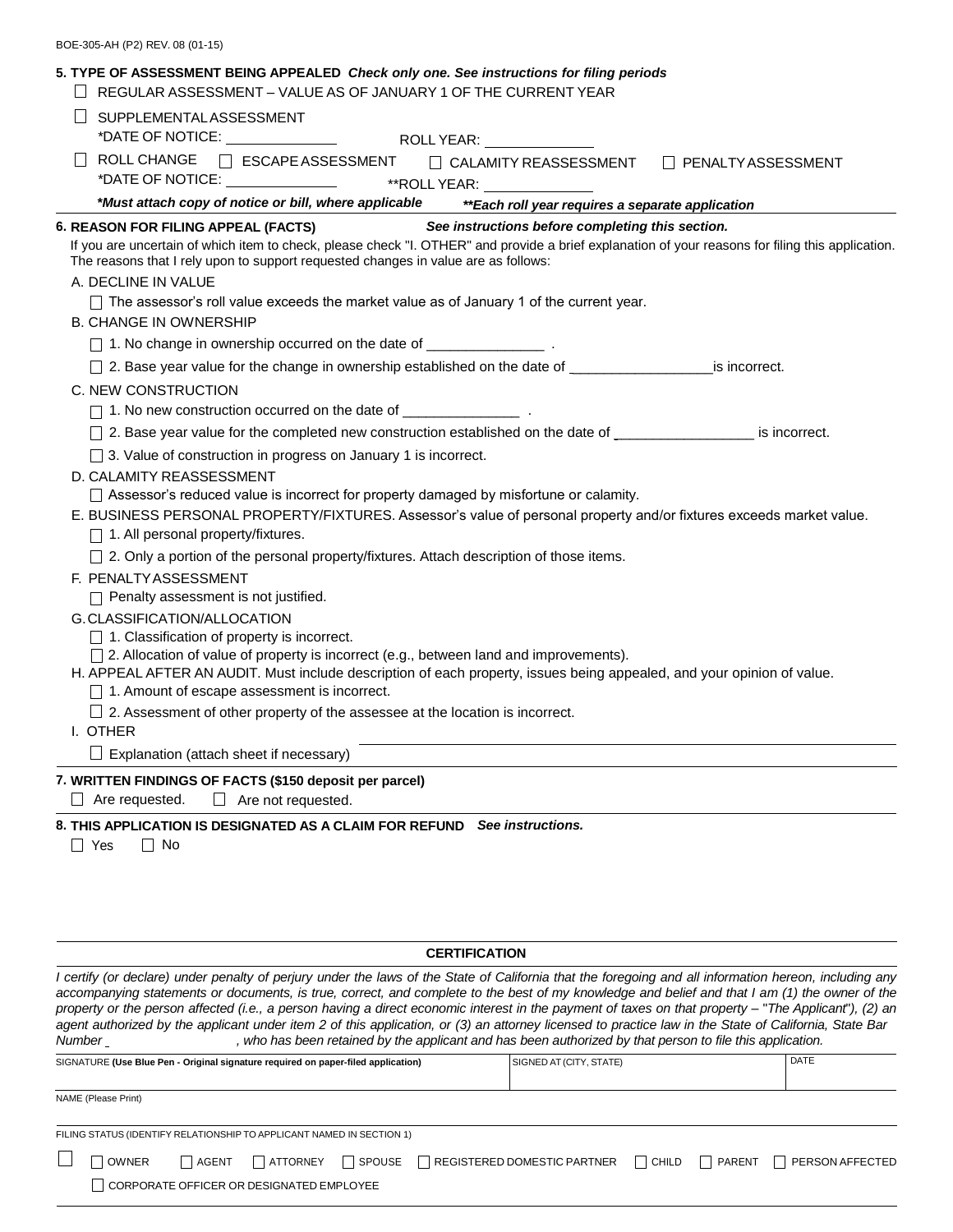BOE-305-AH (P2) REV. 08 (01-15)

**5. TYPE OF ASSESSMENT BEING APPEALED** ***Check only one. See instructions for filing periods***

☐ REGULAR ASSESSMENT – VALUE AS OF JANUARY 1 OF THE CURRENT YEAR

☐ SUPPLEMENTAL ASSESSMENT
*DATE OF NOTICE: ______________ ROLL YEAR: ______________

☐ ROLL CHANGE ☐ ESCAPE ASSESSMENT ☐ CALAMITY REASSESSMENT ☐ PENALTY ASSESSMENT
*DATE OF NOTICE: ______________ **ROLL YEAR: ______________

***Must attach copy of notice or bill, where applicable*** ****Each roll year requires a separate application**

**6. REASON FOR FILING APPEAL (FACTS)** ***See instructions before completing this section.***

If you are uncertain of which item to check, please check "I. OTHER" and provide a brief explanation of your reasons for filing this application. The reasons that I rely upon to support requested changes in value are as follows:

A. DECLINE IN VALUE

☐ The assessor's roll value exceeds the market value as of January 1 of the current year.

B. CHANGE IN OWNERSHIP

☐ 1. No change in ownership occurred on the date of _______________ .

☐ 2. Base year value for the change in ownership established on the date of __________________ is incorrect.

C. NEW CONSTRUCTION

☐ 1. No new construction occurred on the date of _______________ .

☐ 2. Base year value for the completed new construction established on the date of __________________ is incorrect.

☐ 3. Value of construction in progress on January 1 is incorrect.

D. CALAMITY REASSESSMENT

☐ Assessor's reduced value is incorrect for property damaged by misfortune or calamity.

E. BUSINESS PERSONAL PROPERTY/FIXTURES. Assessor's value of personal property and/or fixtures exceeds market value.

☐ 1. All personal property/fixtures.

☐ 2. Only a portion of the personal property/fixtures. Attach description of those items.

F. PENALTY ASSESSMENT

☐ Penalty assessment is not justified.

G. CLASSIFICATION/ALLOCATION

☐ 1. Classification of property is incorrect.

☐ 2. Allocation of value of property is incorrect (e.g., between land and improvements).

H. APPEAL AFTER AN AUDIT. Must include description of each property, issues being appealed, and your opinion of value.

☐ 1. Amount of escape assessment is incorrect.

☐ 2. Assessment of other property of the assessee at the location is incorrect.

I. OTHER

☐ Explanation (attach sheet if necessary) ____________________________________________

**7. WRITTEN FINDINGS OF FACTS ($150 deposit per parcel)**

☐ Are requested. ☐ Are not requested.

**8. THIS APPLICATION IS DESIGNATED AS A CLAIM FOR REFUND** ***See instructions.***

☐ Yes ☐ No

**CERTIFICATION**

*I certify (or declare) under penalty of perjury under the laws of the State of California that the foregoing and all information hereon, including any accompanying statements or documents, is true, correct, and complete to the best of my knowledge and belief and that I am (1) the owner of the property or the person affected (i.e., a person having a direct economic interest in the payment of taxes on that property – "The Applicant"), (2) an agent authorized by the applicant under item 2 of this application, or (3) an attorney licensed to practice law in the State of California, State Bar Number ______________, who has been retained by the applicant and has been authorized by that person to file this application.*

| SIGNATURE **(Use Blue Pen - Original signature required on paper-filed application)** | SIGNED AT (CITY, STATE) | DATE |
|---|---|---|
| | | |

NAME (Please Print)

FILING STATUS (IDENTIFY RELATIONSHIP TO APPLICANT NAMED IN SECTION 1)

☐ OWNER ☐ AGENT ☐ ATTORNEY ☐ SPOUSE ☐ REGISTERED DOMESTIC PARTNER ☐ CHILD ☐ PARENT ☐ PERSON AFFECTED

☐ CORPORATE OFFICER OR DESIGNATED EMPLOYEE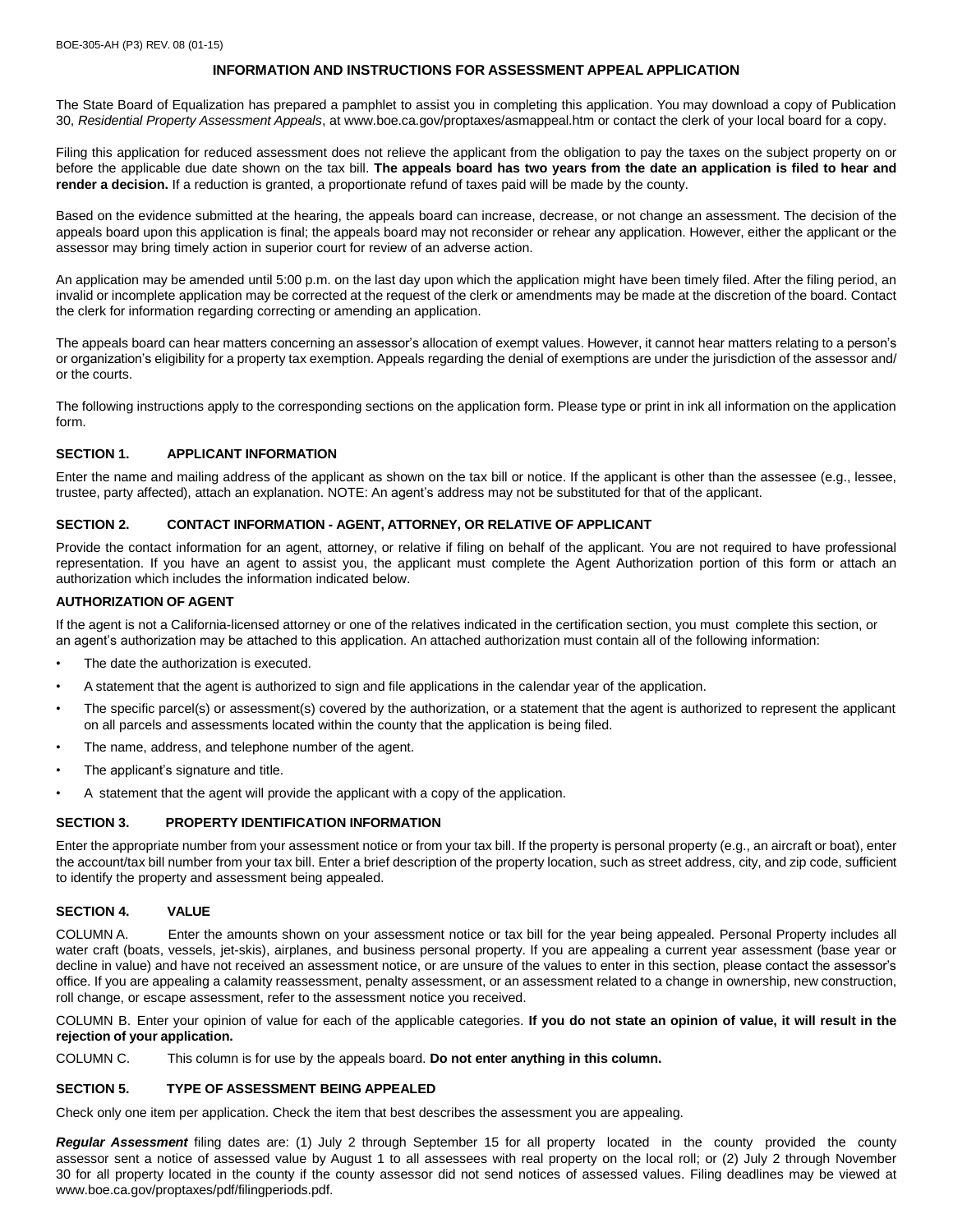## INFORMATION AND INSTRUCTIONS FOR ASSESSMENT APPEAL APPLICATION

The State Board of Equalization has prepared a pamphlet to assist you in completing this application. You may download a copy of Publication 30, *Residential Property Assessment Appeals*, at www.boe.ca.gov/proptaxes/asmappeal.htm or contact the clerk of your local board for a copy.

Filing this application for reduced assessment does not relieve the applicant from the obligation to pay the taxes on the subject property on or before the applicable due date shown on the tax bill. **The appeals board has two years from the date an application is filed to hear and render a decision.** If a reduction is granted, a proportionate refund of taxes paid will be made by the county.

Based on the evidence submitted at the hearing, the appeals board can increase, decrease, or not change an assessment. The decision of the appeals board upon this application is final; the appeals board may not reconsider or rehear any application. However, either the applicant or the assessor may bring timely action in superior court for review of an adverse action.

An application may be amended until 5:00 p.m. on the last day upon which the application might have been timely filed. After the filing period, an invalid or incomplete application may be corrected at the request of the clerk or amendments may be made at the discretion of the board. Contact the clerk for information regarding correcting or amending an application.

The appeals board can hear matters concerning an assessor's allocation of exempt values. However, it cannot hear matters relating to a person's or organization's eligibility for a property tax exemption. Appeals regarding the denial of exemptions are under the jurisdiction of the assessor and/or the courts.

The following instructions apply to the corresponding sections on the application form. Please type or print in ink all information on the application form.

### SECTION 1. APPLICANT INFORMATION

Enter the name and mailing address of the applicant as shown on the tax bill or notice. If the applicant is other than the assessee (e.g., lessee, trustee, party affected), attach an explanation. NOTE: An agent's address may not be substituted for that of the applicant.

### SECTION 2. CONTACT INFORMATION - AGENT, ATTORNEY, OR RELATIVE OF APPLICANT

Provide the contact information for an agent, attorney, or relative if filing on behalf of the applicant. You are not required to have professional representation. If you have an agent to assist you, the applicant must complete the Agent Authorization portion of this form or attach an authorization which includes the information indicated below.

#### AUTHORIZATION OF AGENT

If the agent is not a California-licensed attorney or one of the relatives indicated in the certification section, you must complete this section, or an agent's authorization may be attached to this application. An attached authorization must contain all of the following information:

- The date the authorization is executed.
- A statement that the agent is authorized to sign and file applications in the calendar year of the application.
- The specific parcel(s) or assessment(s) covered by the authorization, or a statement that the agent is authorized to represent the applicant on all parcels and assessments located within the county that the application is being filed.
- The name, address, and telephone number of the agent.
- The applicant's signature and title.
- A statement that the agent will provide the applicant with a copy of the application.

### SECTION 3. PROPERTY IDENTIFICATION INFORMATION

Enter the appropriate number from your assessment notice or from your tax bill. If the property is personal property (e.g., an aircraft or boat), enter the account/tax bill number from your tax bill. Enter a brief description of the property location, such as street address, city, and zip code, sufficient to identify the property and assessment being appealed.

### SECTION 4. VALUE

COLUMN A. Enter the amounts shown on your assessment notice or tax bill for the year being appealed. Personal Property includes all water craft (boats, vessels, jet-skis), airplanes, and business personal property. If you are appealing a current year assessment (base year or decline in value) and have not received an assessment notice, or are unsure of the values to enter in this section, please contact the assessor's office. If you are appealing a calamity reassessment, penalty assessment, or an assessment related to a change in ownership, new construction, roll change, or escape assessment, refer to the assessment notice you received.

COLUMN B. Enter your opinion of value for each of the applicable categories. **If you do not state an opinion of value, it will result in the rejection of your application.**

COLUMN C. This column is for use by the appeals board. **Do not enter anything in this column.**

### SECTION 5. TYPE OF ASSESSMENT BEING APPEALED

Check only one item per application. Check the item that best describes the assessment you are appealing.

***Regular Assessment*** filing dates are: (1) July 2 through September 15 for all property located in the county provided the county assessor sent a notice of assessed value by August 1 to all assessees with real property on the local roll; or (2) July 2 through November 30 for all property located in the county if the county assessor did not send notices of assessed values. Filing deadlines may be viewed at www.boe.ca.gov/proptaxes/pdf/filingperiods.pdf.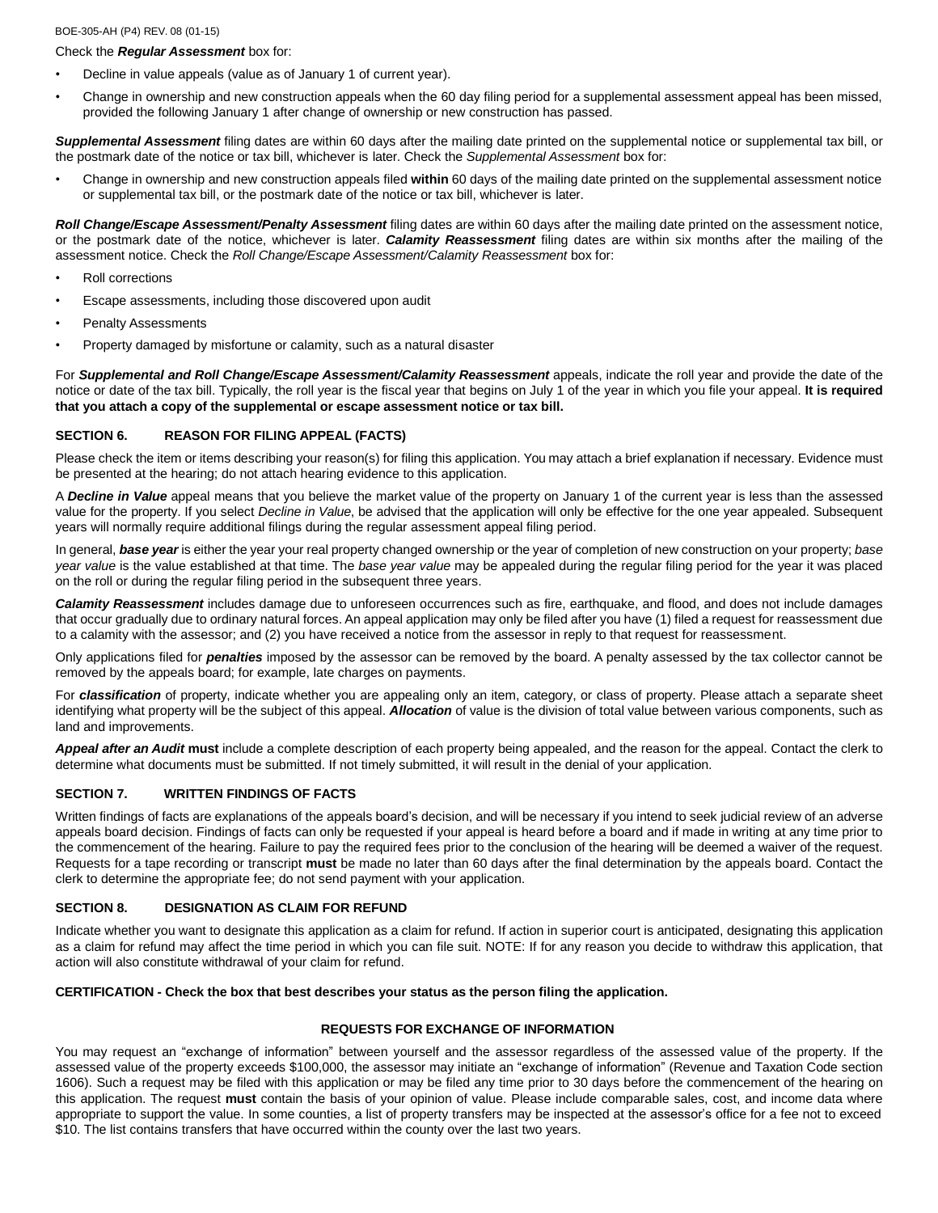Check the ***Regular Assessment*** box for:

- Decline in value appeals (value as of January 1 of current year).
- Change in ownership and new construction appeals when the 60 day filing period for a supplemental assessment appeal has been missed, provided the following January 1 after change of ownership or new construction has passed.

***Supplemental Assessment*** filing dates are within 60 days after the mailing date printed on the supplemental notice or supplemental tax bill, or the postmark date of the notice or tax bill, whichever is later. Check the *Supplemental Assessment* box for:

- Change in ownership and new construction appeals filed **within** 60 days of the mailing date printed on the supplemental assessment notice or supplemental tax bill, or the postmark date of the notice or tax bill, whichever is later.

***Roll Change/Escape Assessment/Penalty Assessment*** filing dates are within 60 days after the mailing date printed on the assessment notice, or the postmark date of the notice, whichever is later. ***Calamity Reassessment*** filing dates are within six months after the mailing of the assessment notice. Check the *Roll Change/Escape Assessment/Calamity Reassessment* box for:

- Roll corrections
- Escape assessments, including those discovered upon audit
- Penalty Assessments
- Property damaged by misfortune or calamity, such as a natural disaster

For ***Supplemental and Roll Change/Escape Assessment/Calamity Reassessment*** appeals, indicate the roll year and provide the date of the notice or date of the tax bill. Typically, the roll year is the fiscal year that begins on July 1 of the year in which you file your appeal. **It is required that you attach a copy of the supplemental or escape assessment notice or tax bill.**

### SECTION 6. REASON FOR FILING APPEAL (FACTS)

Please check the item or items describing your reason(s) for filing this application. You may attach a brief explanation if necessary. Evidence must be presented at the hearing; do not attach hearing evidence to this application.

A ***Decline in Value*** appeal means that you believe the market value of the property on January 1 of the current year is less than the assessed value for the property. If you select *Decline in Value*, be advised that the application will only be effective for the one year appealed. Subsequent years will normally require additional filings during the regular assessment appeal filing period.

In general, ***base year*** is either the year your real property changed ownership or the year of completion of new construction on your property; *base year value* is the value established at that time. The *base year value* may be appealed during the regular filing period for the year it was placed on the roll or during the regular filing period in the subsequent three years.

***Calamity Reassessment*** includes damage due to unforeseen occurrences such as fire, earthquake, and flood, and does not include damages that occur gradually due to ordinary natural forces. An appeal application may only be filed after you have (1) filed a request for reassessment due to a calamity with the assessor; and (2) you have received a notice from the assessor in reply to that request for reassessment.

Only applications filed for ***penalties*** imposed by the assessor can be removed by the board. A penalty assessed by the tax collector cannot be removed by the appeals board; for example, late charges on payments.

For ***classification*** of property, indicate whether you are appealing only an item, category, or class of property. Please attach a separate sheet identifying what property will be the subject of this appeal. ***Allocation*** of value is the division of total value between various components, such as land and improvements.

***Appeal after an Audit*** **must** include a complete description of each property being appealed, and the reason for the appeal. Contact the clerk to determine what documents must be submitted. If not timely submitted, it will result in the denial of your application.

### SECTION 7. WRITTEN FINDINGS OF FACTS

Written findings of facts are explanations of the appeals board's decision, and will be necessary if you intend to seek judicial review of an adverse appeals board decision. Findings of facts can only be requested if your appeal is heard before a board and if made in writing at any time prior to the commencement of the hearing. Failure to pay the required fees prior to the conclusion of the hearing will be deemed a waiver of the request. Requests for a tape recording or transcript **must** be made no later than 60 days after the final determination by the appeals board. Contact the clerk to determine the appropriate fee; do not send payment with your application.

### SECTION 8. DESIGNATION AS CLAIM FOR REFUND

Indicate whether you want to designate this application as a claim for refund. If action in superior court is anticipated, designating this application as a claim for refund may affect the time period in which you can file suit. NOTE: If for any reason you decide to withdraw this application, that action will also constitute withdrawal of your claim for refund.

**CERTIFICATION - Check the box that best describes your status as the person filing the application.**

### REQUESTS FOR EXCHANGE OF INFORMATION

You may request an "exchange of information" between yourself and the assessor regardless of the assessed value of the property. If the assessed value of the property exceeds $100,000, the assessor may initiate an "exchange of information" (Revenue and Taxation Code section 1606). Such a request may be filed with this application or may be filed any time prior to 30 days before the commencement of the hearing on this application. The request **must** contain the basis of your opinion of value. Please include comparable sales, cost, and income data where appropriate to support the value. In some counties, a list of property transfers may be inspected at the assessor's office for a fee not to exceed $10. The list contains transfers that have occurred within the county over the last two years.